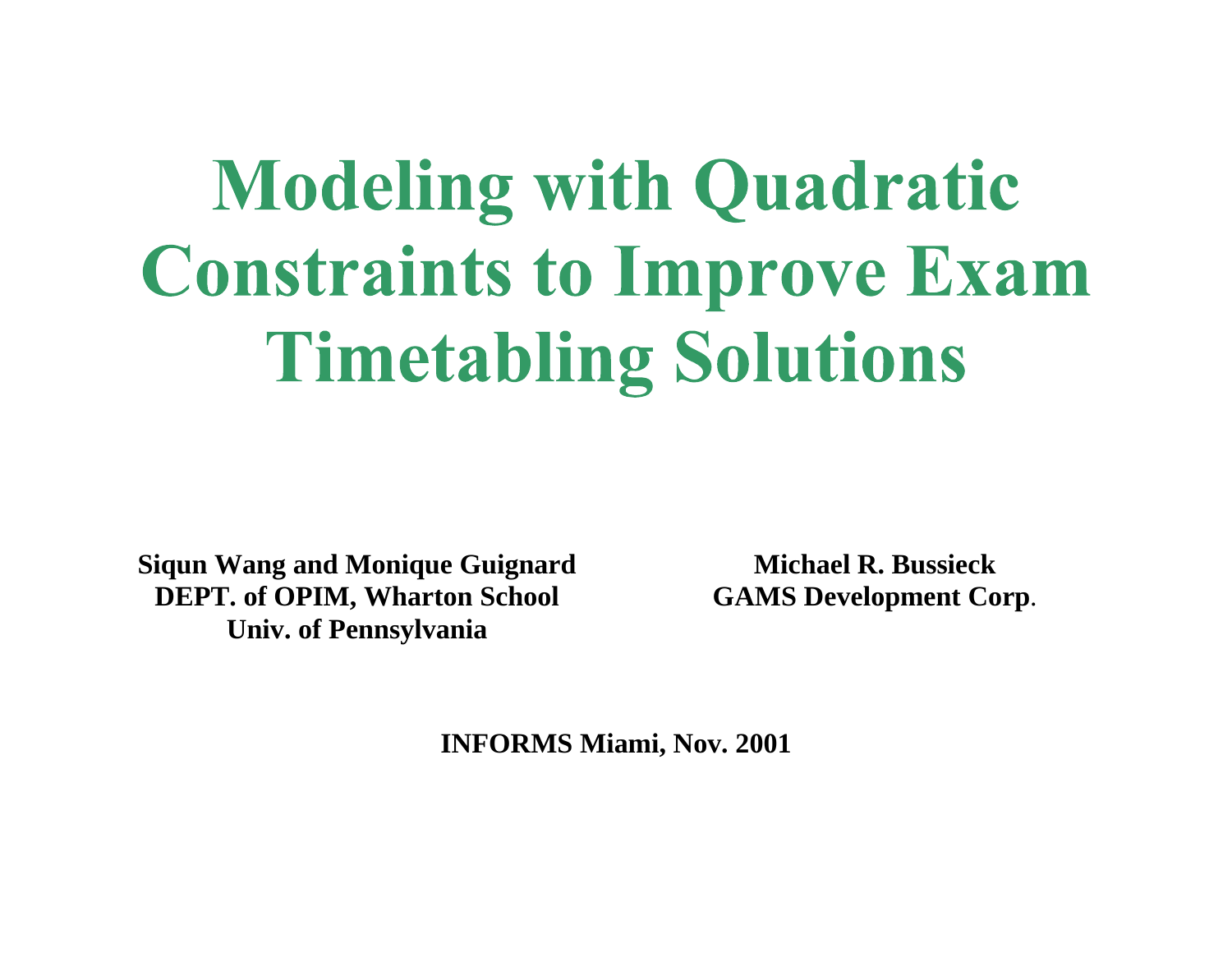# Modeling with Quadratic Constraints to Improve Exam Timetabling Solutions

**Siqun Wang and Monique Guignard**
**DEPT. of OPIM, Wharton School**
**Univ. of Pennsylvania**

**Michael R. Bussieck**
**GAMS Development Corp.**

**INFORMS Miami, Nov. 2001**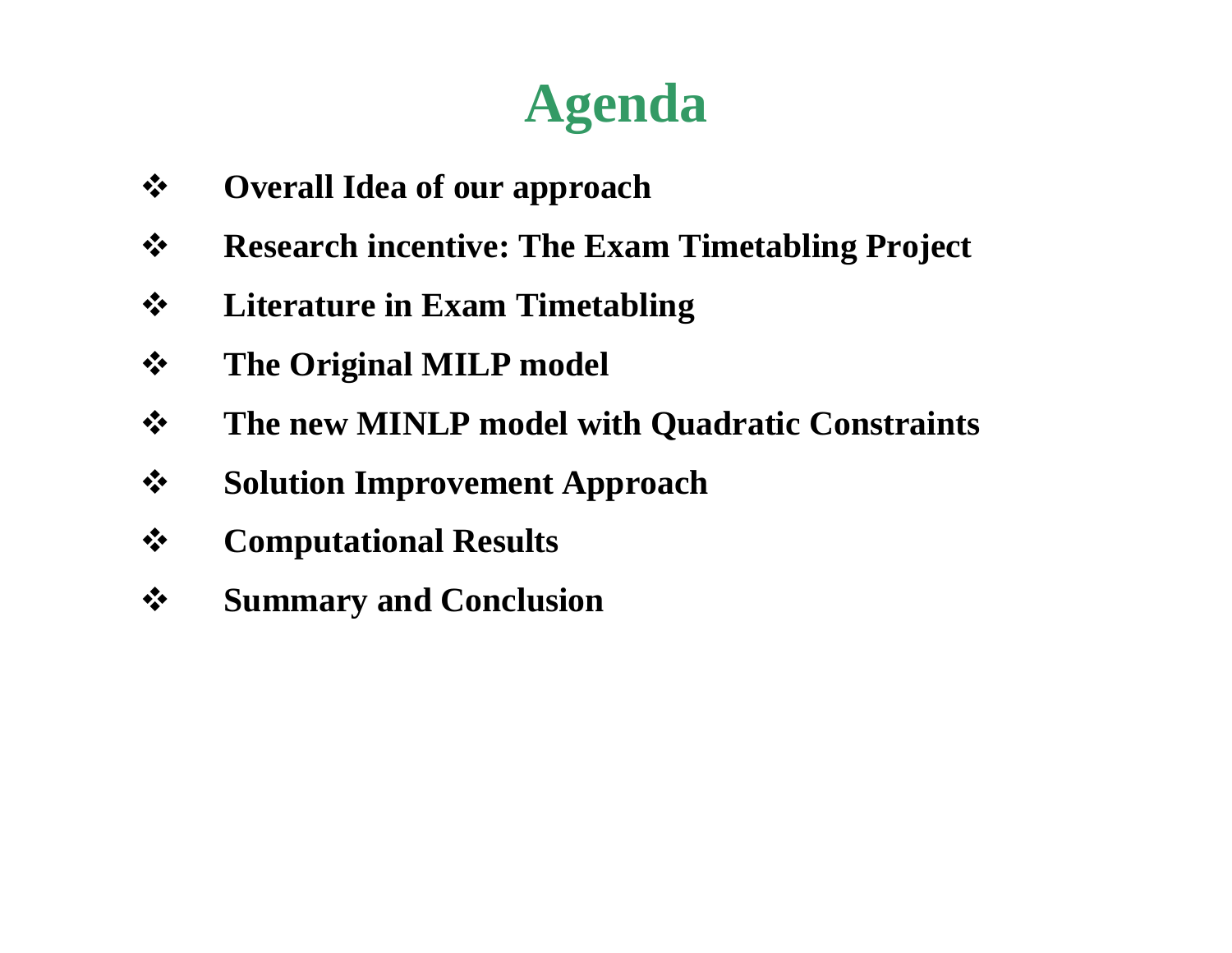# Agenda

- **Overall Idea of our approach**
- **Research incentive: The Exam Timetabling Project**
- **Literature in Exam Timetabling**
- **The Original MILP model**
- **The new MINLP model with Quadratic Constraints**
- **Solution Improvement Approach**
- **Computational Results**
- **Summary and Conclusion**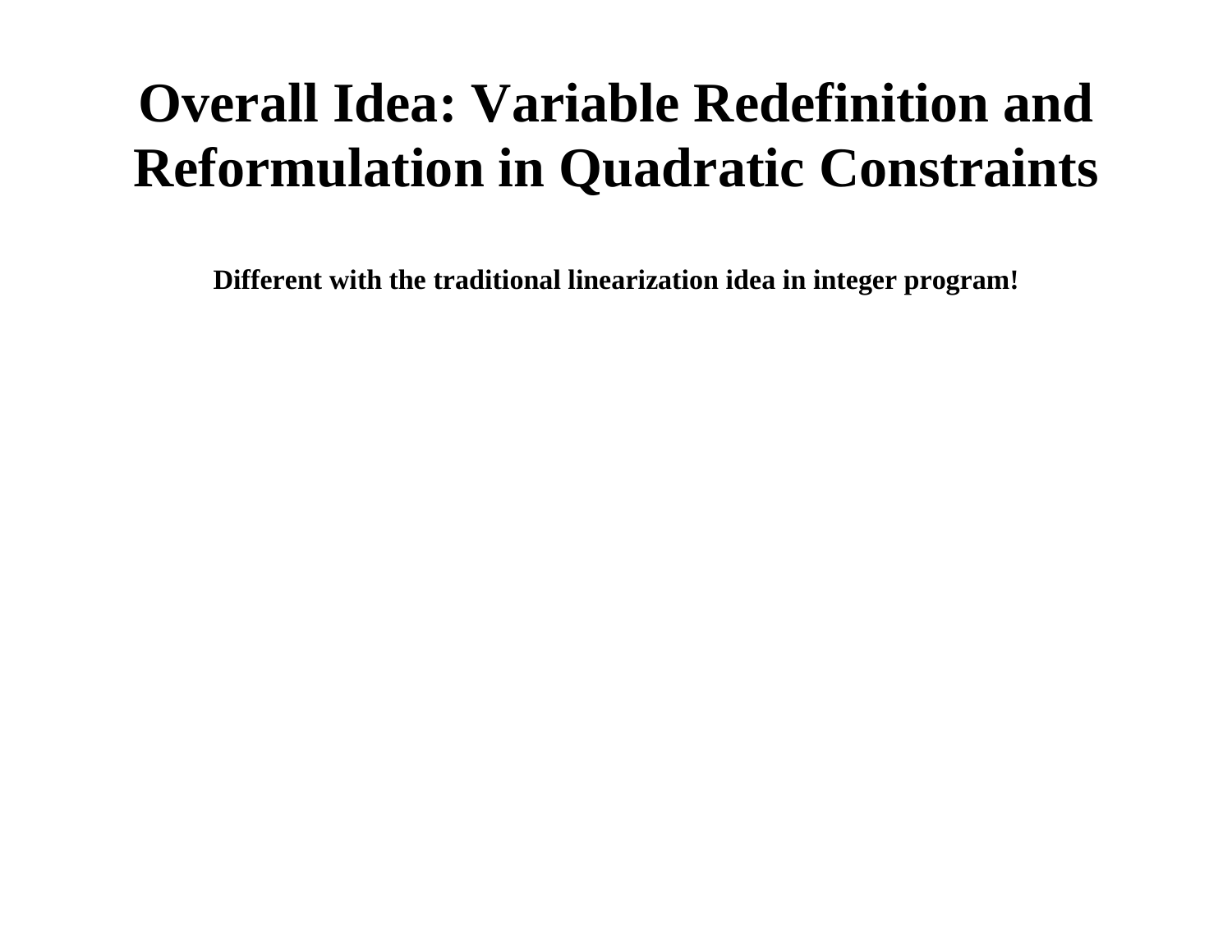# Overall Idea: Variable Redefinition and Reformulation in Quadratic Constraints

**Different with the traditional linearization idea in integer program!**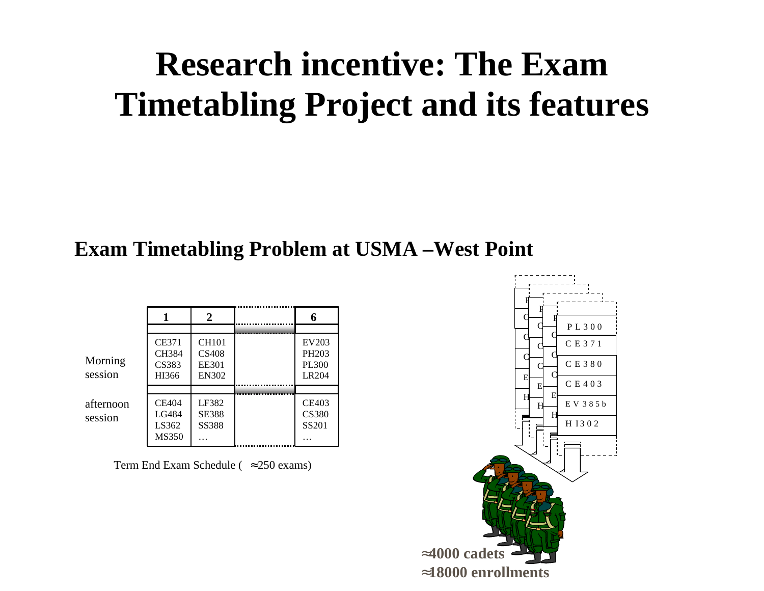# Research incentive: The Exam Timetabling Project and its features

## Exam Timetabling Problem at USMA –West Point

| | 1 | 2 | ... | 6 |
|---|---|---|---|---|
| Morning session | CE371<br>CH384<br>CS383<br>HI366 | CH101<br>CS408<br>EE301<br>EN302 | | EV203<br>PH203<br>PL300<br>LR204 |
| afternoon session | CE404<br>LG484<br>LS362<br>MS350 | LF382<br>SE388<br>SS388<br>… | | CE403<br>CS380<br>SS201<br>… |

Term End Exam Schedule ( ≈250 exams)

PL300
CE371
CE380
CE403
EV385b
HI302

**≈4000 cadets**
**≈18000 enrollments**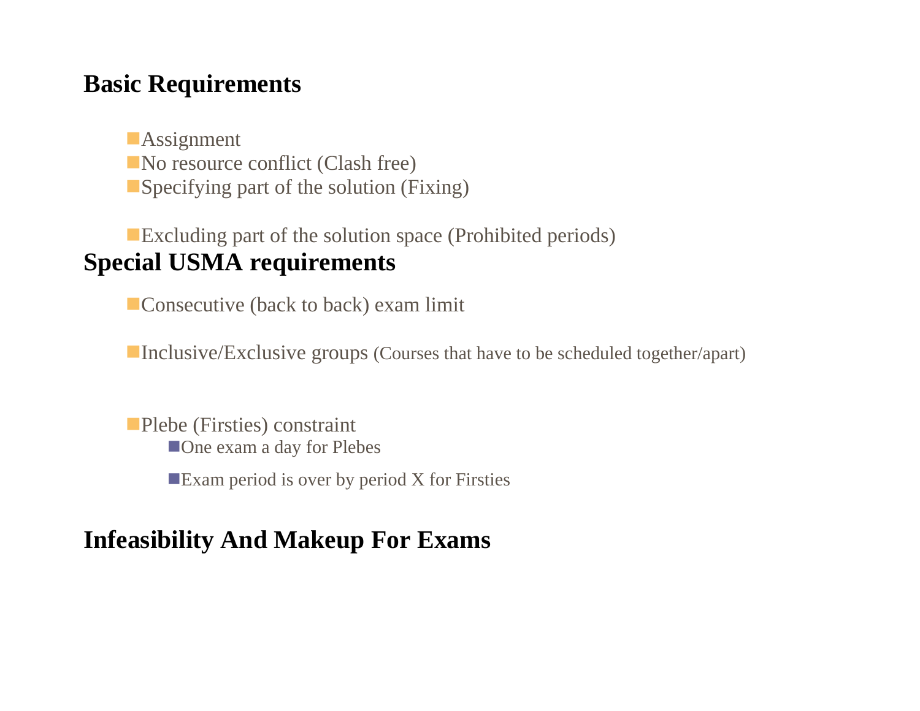## Basic Requirements

- Assignment
- No resource conflict (Clash free)
- Specifying part of the solution (Fixing)
- Excluding part of the solution space (Prohibited periods)

## Special USMA requirements

- Consecutive (back to back) exam limit
- Inclusive/Exclusive groups (Courses that have to be scheduled together/apart)
- Plebe (Firsties) constraint
  - One exam a day for Plebes
  - Exam period is over by period X for Firsties

## Infeasibility And Makeup For Exams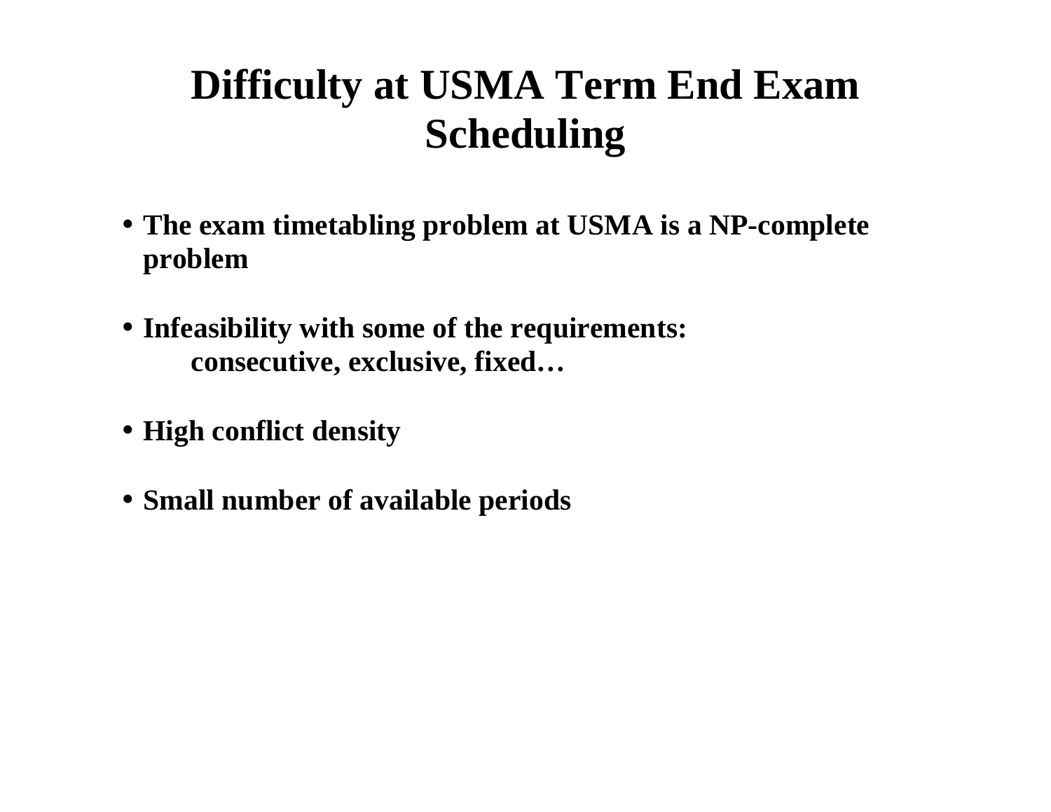# Difficulty at USMA Term End Exam Scheduling

- **The exam timetabling problem at USMA is a NP-complete problem**
- **Infeasibility with some of the requirements:**
  **consecutive, exclusive, fixed…**
- **High conflict density**
- **Small number of available periods**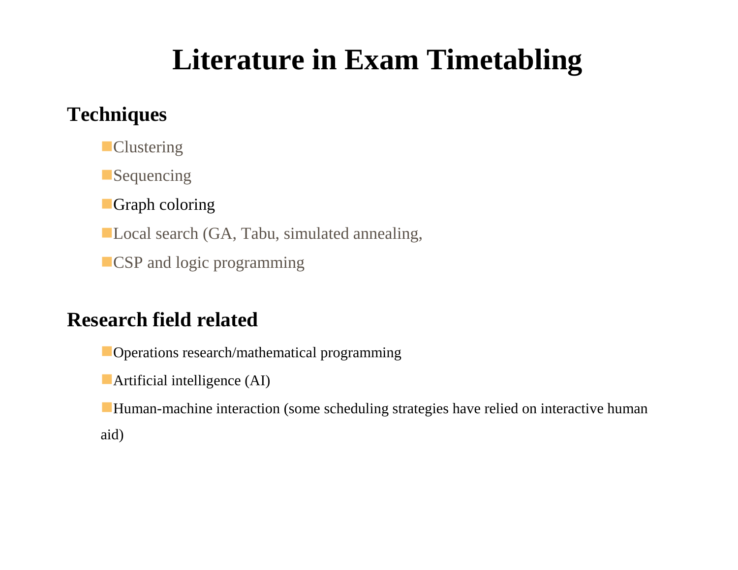# Literature in Exam Timetabling

## Techniques

- Clustering
- Sequencing
- Graph coloring
- Local search (GA, Tabu, simulated annealing,
- CSP and logic programming

## Research field related

- Operations research/mathematical programming
- Artificial intelligence (AI)
- Human-machine interaction (some scheduling strategies have relied on interactive human aid)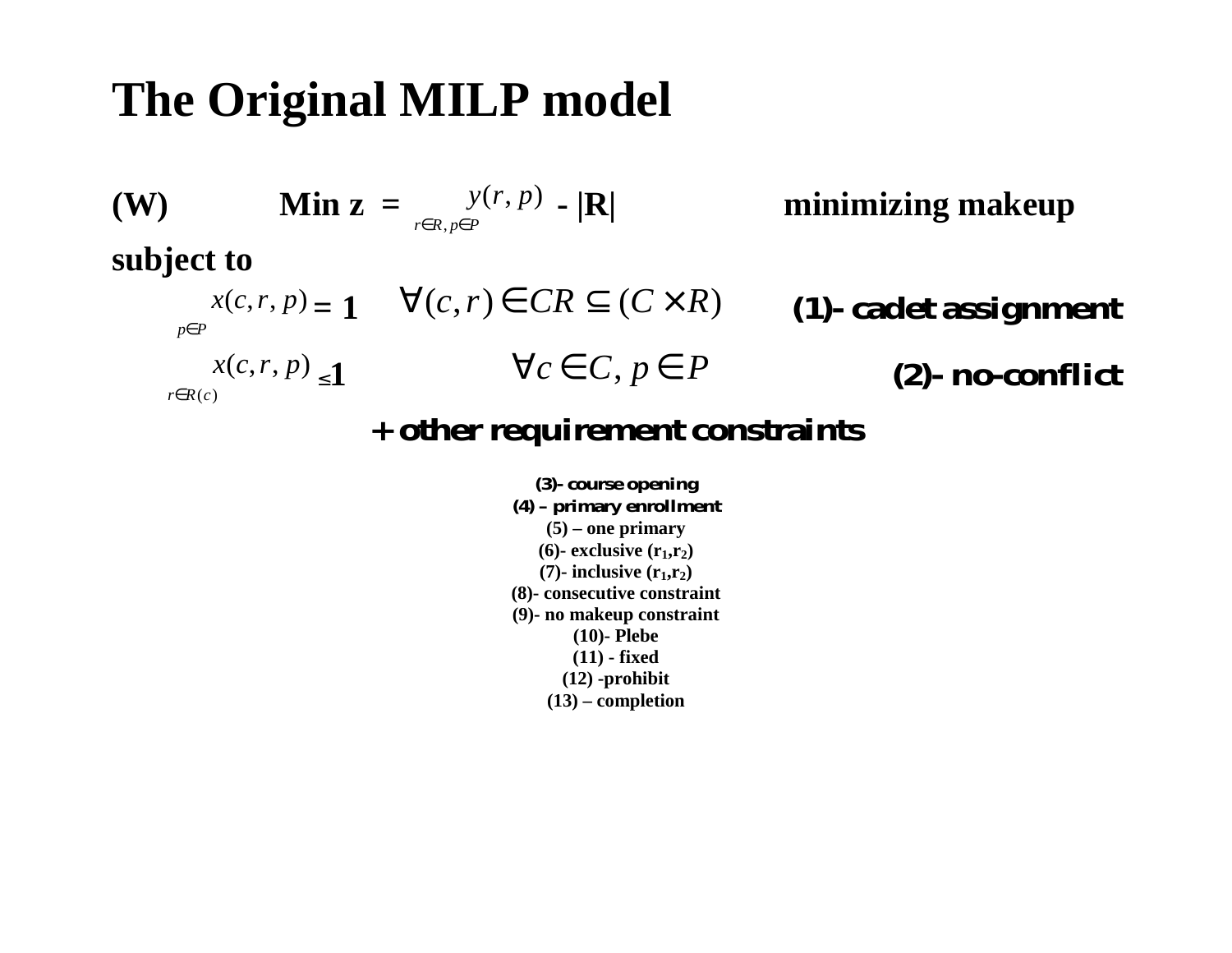# The Original MILP model

**(W)** **Min** $z = \sum_{r \in R,\, p \in P} y(r,p) - |R|$ **minimizing makeup**

**subject to**

$$\sum_{p \in P} x(c,r,p) = 1 \quad \forall (c,r) \in CR \subseteq (C \times R)$$ **(1)- cadet assignment**

$$\sum_{r \in R(c)} x(c,r,p) \leq 1 \quad \forall c \in C,\ p \in P$$ **(2)- no-conflict**

**+ other requirement constraints**

**(3)- course opening**
**(4) – primary enrollment**
**(5) – one primary**
**(6)- exclusive ($r_1$,$r_2$)**
**(7)- inclusive ($r_1$,$r_2$)**
**(8)- consecutive constraint**
**(9)- no makeup constraint**
**(10)- Plebe**
**(11) - fixed**
**(12) -prohibit**
**(13) – completion**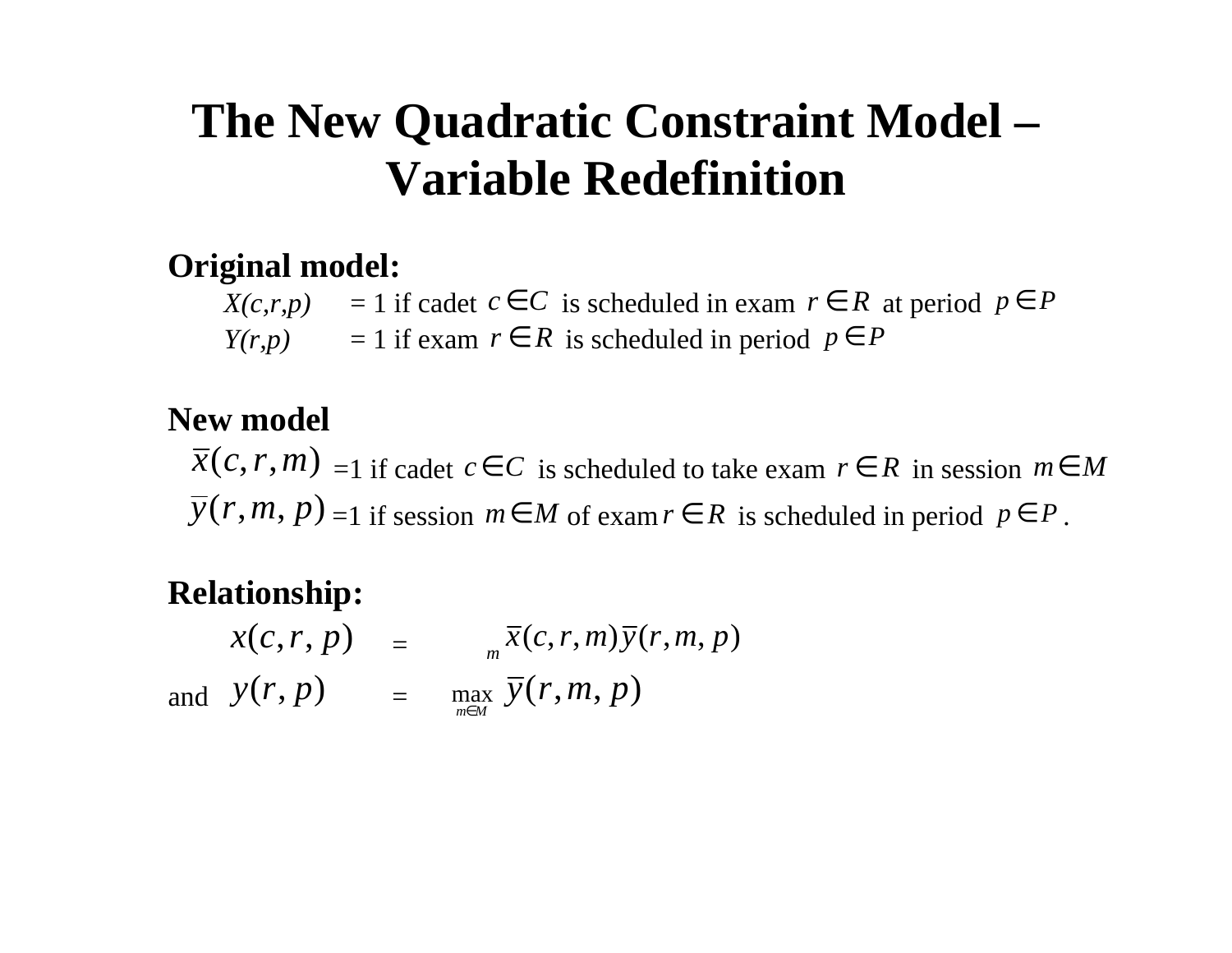# The New Quadratic Constraint Model – Variable Redefinition

**Original model:**

*X(c,r,p)* = 1 if cadet $c \in C$ is scheduled in exam $r \in R$ at period $p \in P$

*Y(r,p)* = 1 if exam $r \in R$ is scheduled in period $p \in P$

**New model**

$\bar{x}(c,r,m)$ =1 if cadet $c \in C$ is scheduled to take exam $r \in R$ in session $m \in M$

$\bar{y}(r,m,p)$ =1 if session $m \in M$ of exam $r \in R$ is scheduled in period $p \in P$.

**Relationship:**

$$x(c,r,p) = {}_{m}\,\bar{x}(c,r,m)\bar{y}(r,m,p)$$

and

$$y(r,p) = \max_{m \in M} \bar{y}(r,m,p)$$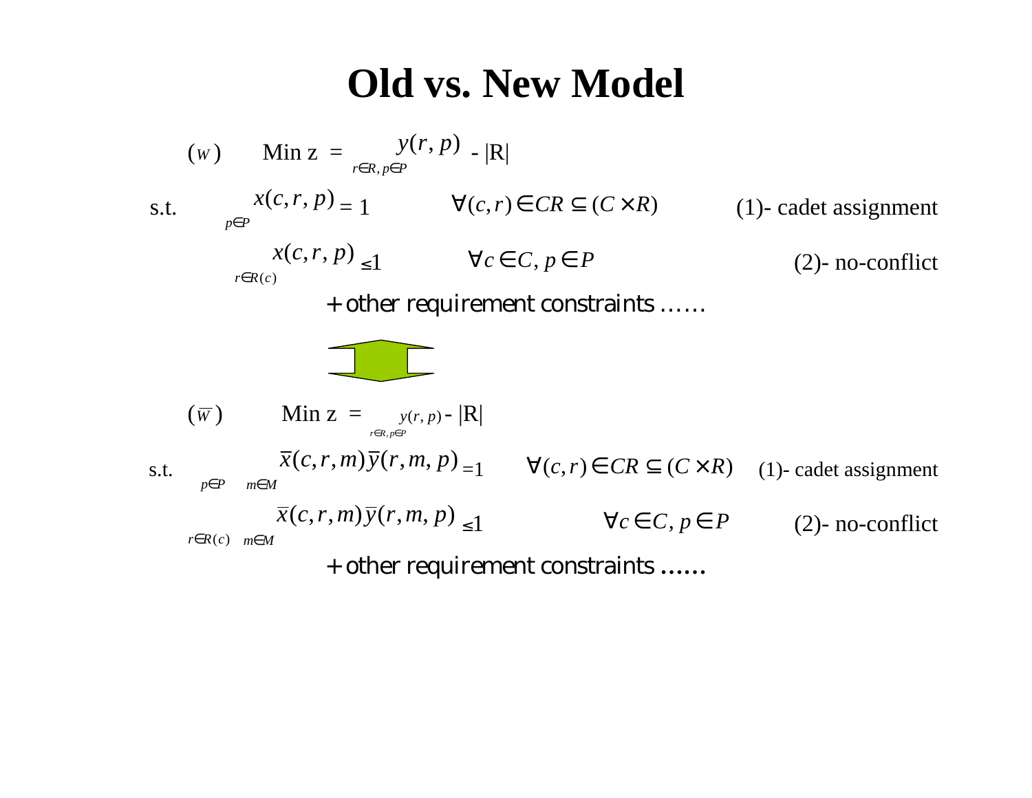# Old vs. New Model

$$(W) \qquad \text{Min } z = \sum_{r \in R, p \in P} y(r,p) - |R|$$

s.t.

$$\sum_{p \in P} x(c,r,p) = 1 \qquad \forall (c,r) \in CR \subseteq (C \times R) \qquad \text{(1)- cadet assignment}$$

$$\sum_{r \in R(c)} x(c,r,p) \leq 1 \qquad \forall c \in C, p \in P \qquad \text{(2)- no-conflict}$$

+ other requirement constraints ……

$$(\overline{W}) \qquad \text{Min } z = \sum_{r \in R, p \in P} y(r,p) - |R|$$

s.t.

$$\sum_{p \in P} \sum_{m \in M} \overline{x}(c,r,m)\overline{y}(r,m,p) = 1 \qquad \forall (c,r) \in CR \subseteq (C \times R) \qquad \text{(1)- cadet assignment}$$

$$\sum_{r \in R(c)} \sum_{m \in M} \overline{x}(c,r,m)\overline{y}(r,m,p) \leq 1 \qquad \forall c \in C, p \in P \qquad \text{(2)- no-conflict}$$

+ other requirement constraints ……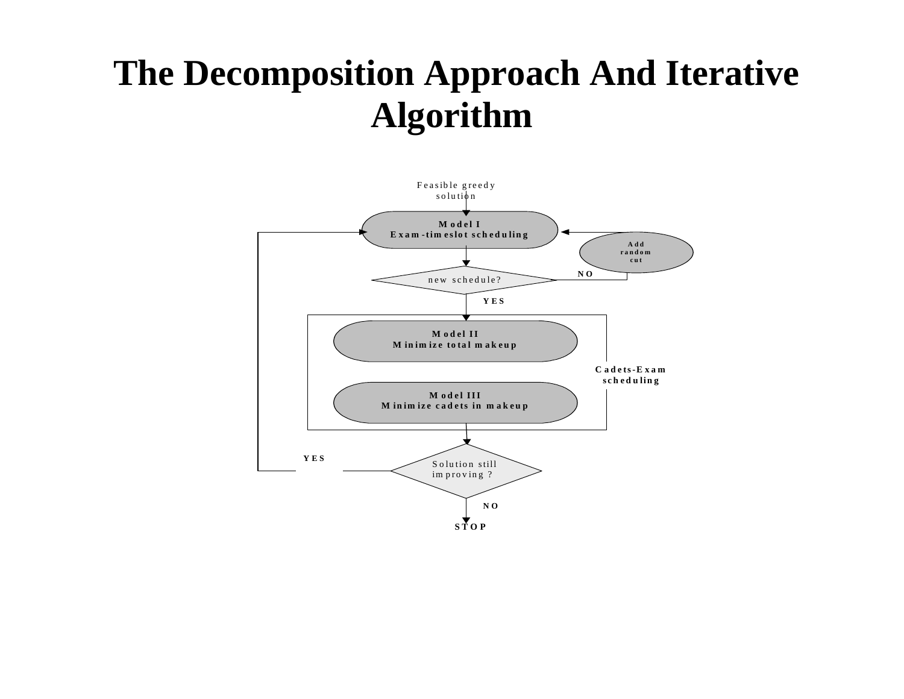# The Decomposition Approach And Iterative Algorithm

Feasible greedy solution

Model I
Exam-timeslot scheduling

Add random cut

new schedule?

NO

YES

Model II
Minimize total makeup

Cadets-Exam scheduling

Model III
Minimize cadets in makeup

YES

Solution still improving ?

NO

STOP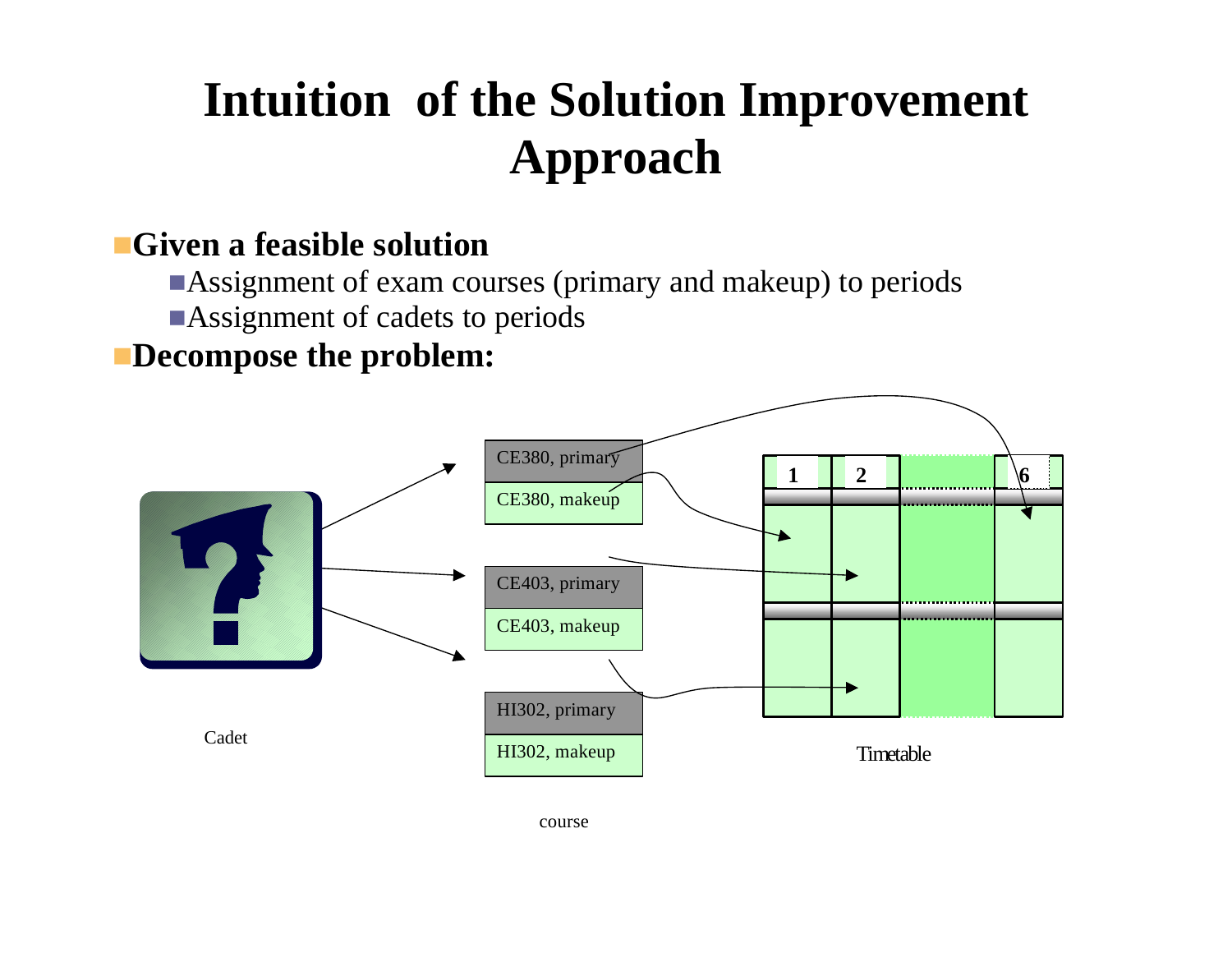# Intuition of the Solution Improvement Approach

- **Given a feasible solution**
  - Assignment of exam courses (primary and makeup) to periods
  - Assignment of cadets to periods
- **Decompose the problem:**

Cadet

CE380, primary
CE380, makeup
CE403, primary
CE403, makeup
HI302, primary
HI302, makeup

course

1 2 6

Timetable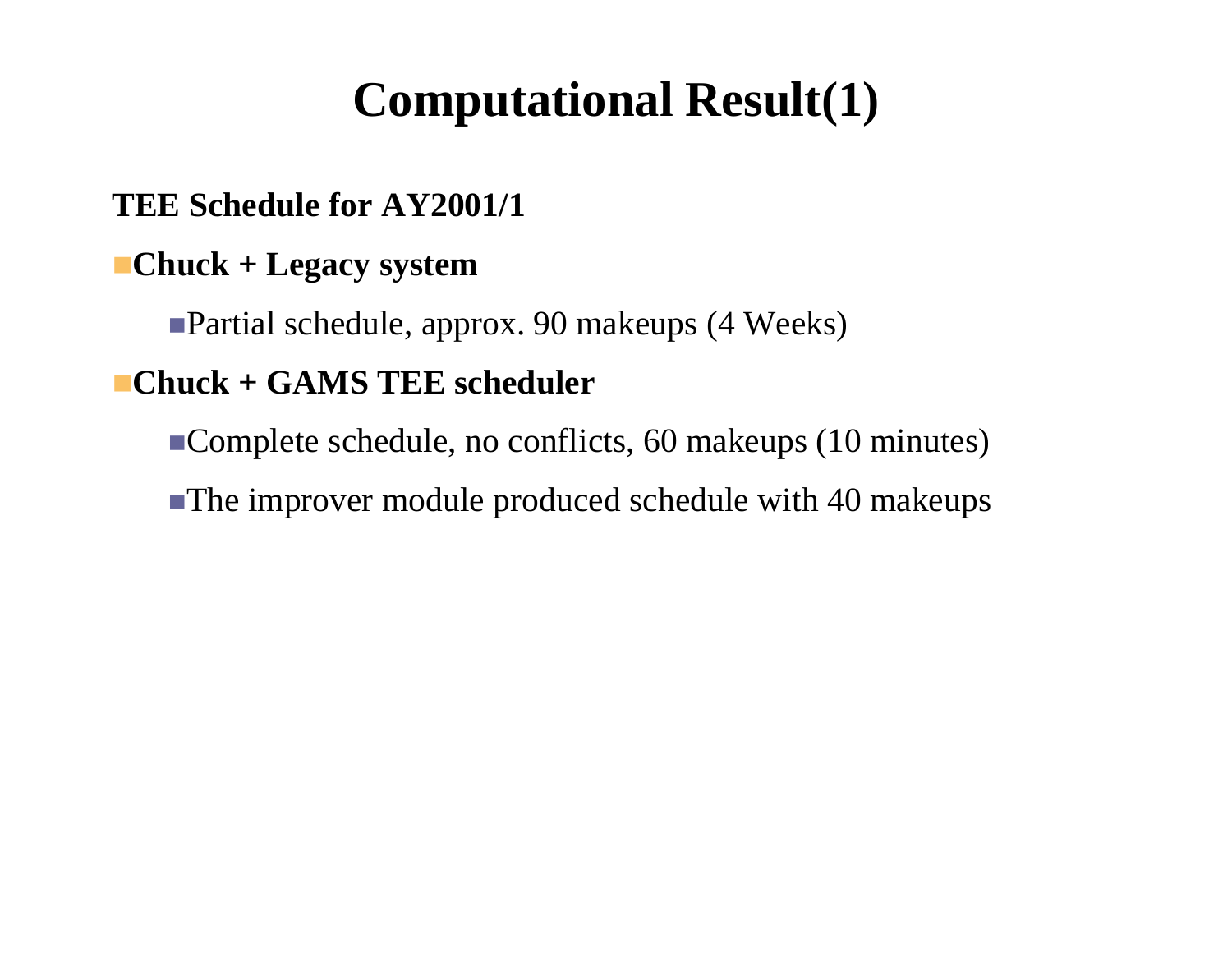# Computational Result(1)

**TEE Schedule for AY2001/1**

- **Chuck + Legacy system**
  - Partial schedule, approx. 90 makeups (4 Weeks)
- **Chuck + GAMS TEE scheduler**
  - Complete schedule, no conflicts, 60 makeups (10 minutes)
  - The improver module produced schedule with 40 makeups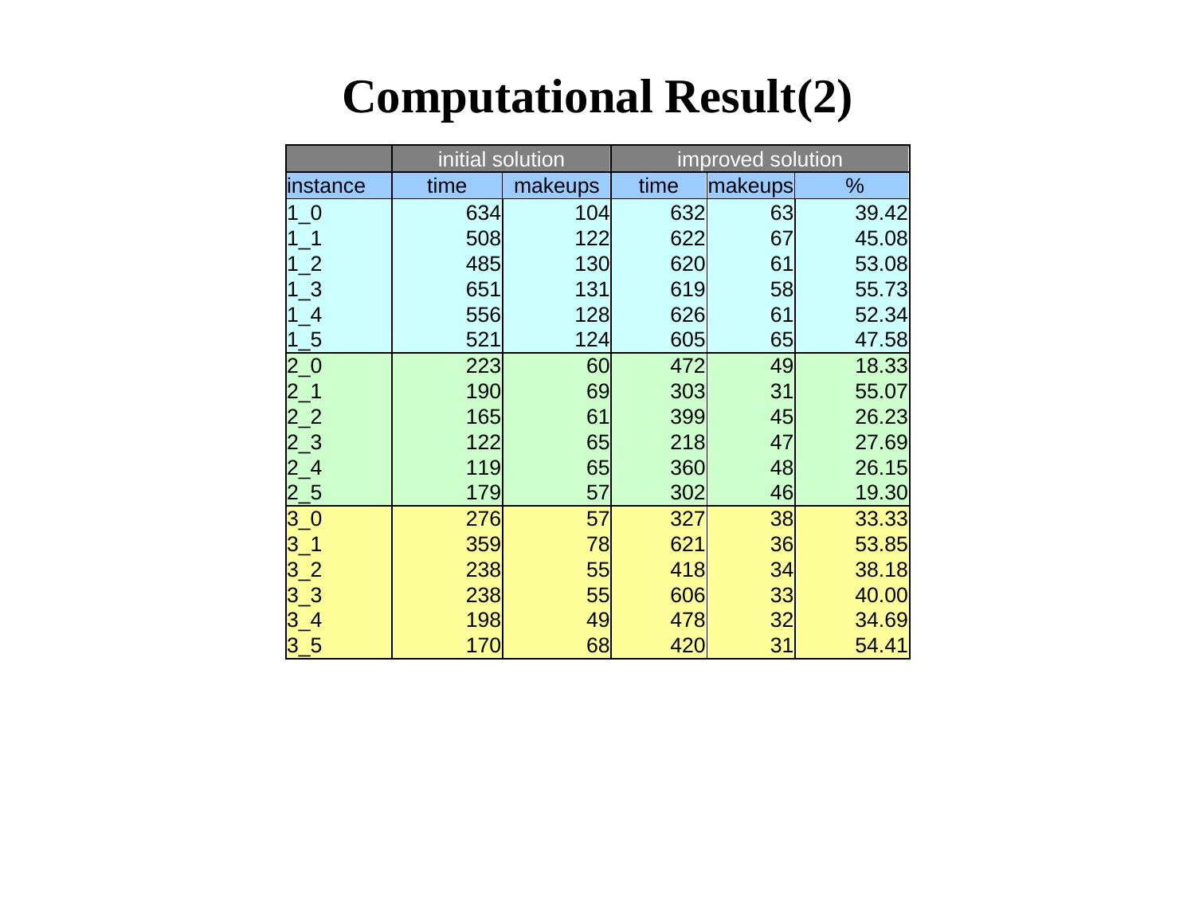# Computational Result(2)

| | initial solution | | improved solution | | |
|---|---|---|---|---|---|
| instance | time | makeups | time | makeups | % |
| 1_0 | 634 | 104 | 632 | 63 | 39.42 |
| 1_1 | 508 | 122 | 622 | 67 | 45.08 |
| 1_2 | 485 | 130 | 620 | 61 | 53.08 |
| 1_3 | 651 | 131 | 619 | 58 | 55.73 |
| 1_4 | 556 | 128 | 626 | 61 | 52.34 |
| 1_5 | 521 | 124 | 605 | 65 | 47.58 |
| 2_0 | 223 | 60 | 472 | 49 | 18.33 |
| 2_1 | 190 | 69 | 303 | 31 | 55.07 |
| 2_2 | 165 | 61 | 399 | 45 | 26.23 |
| 2_3 | 122 | 65 | 218 | 47 | 27.69 |
| 2_4 | 119 | 65 | 360 | 48 | 26.15 |
| 2_5 | 179 | 57 | 302 | 46 | 19.30 |
| 3_0 | 276 | 57 | 327 | 38 | 33.33 |
| 3_1 | 359 | 78 | 621 | 36 | 53.85 |
| 3_2 | 238 | 55 | 418 | 34 | 38.18 |
| 3_3 | 238 | 55 | 606 | 33 | 40.00 |
| 3_4 | 198 | 49 | 478 | 32 | 34.69 |
| 3_5 | 170 | 68 | 420 | 31 | 54.41 |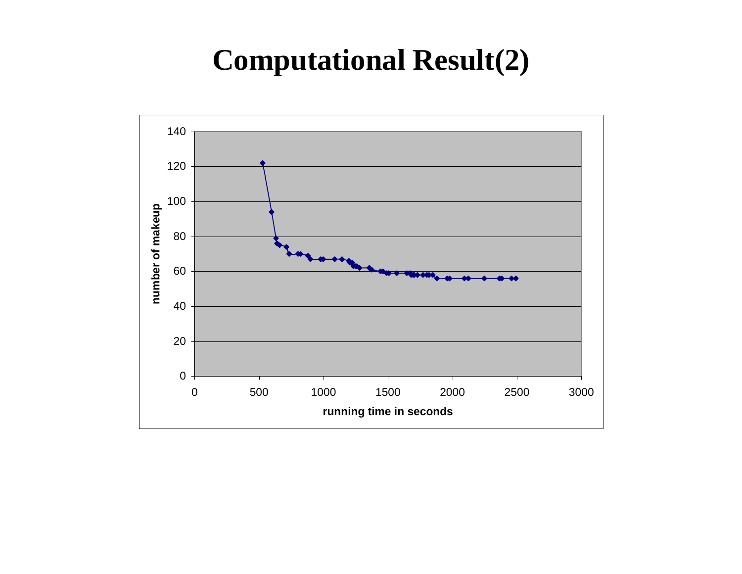# Computational Result(2)

number of makeup

running time in seconds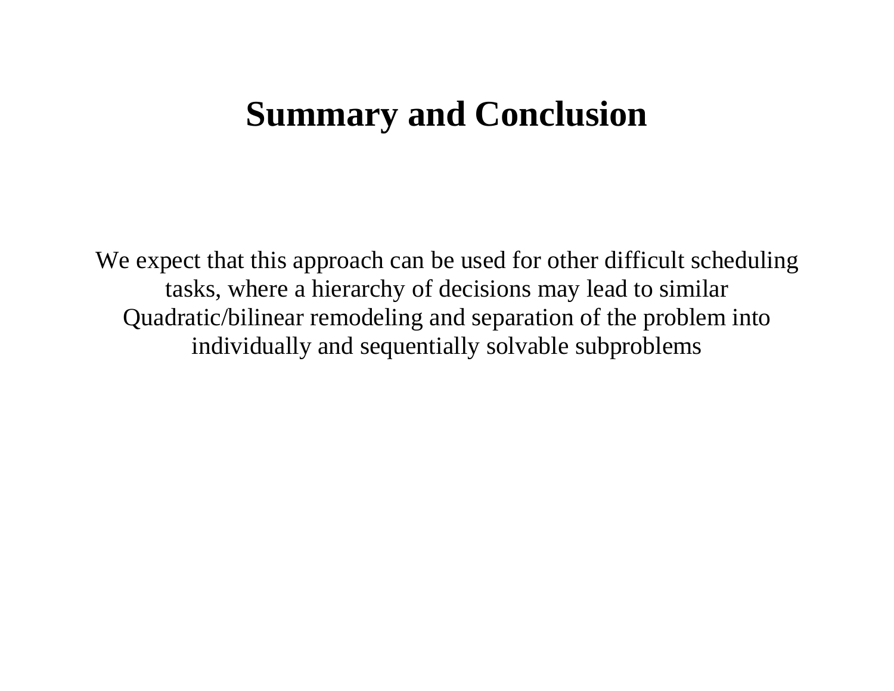# Summary and Conclusion

We expect that this approach can be used for other difficult scheduling tasks, where a hierarchy of decisions may lead to similar Quadratic/bilinear remodeling and separation of the problem into individually and sequentially solvable subproblems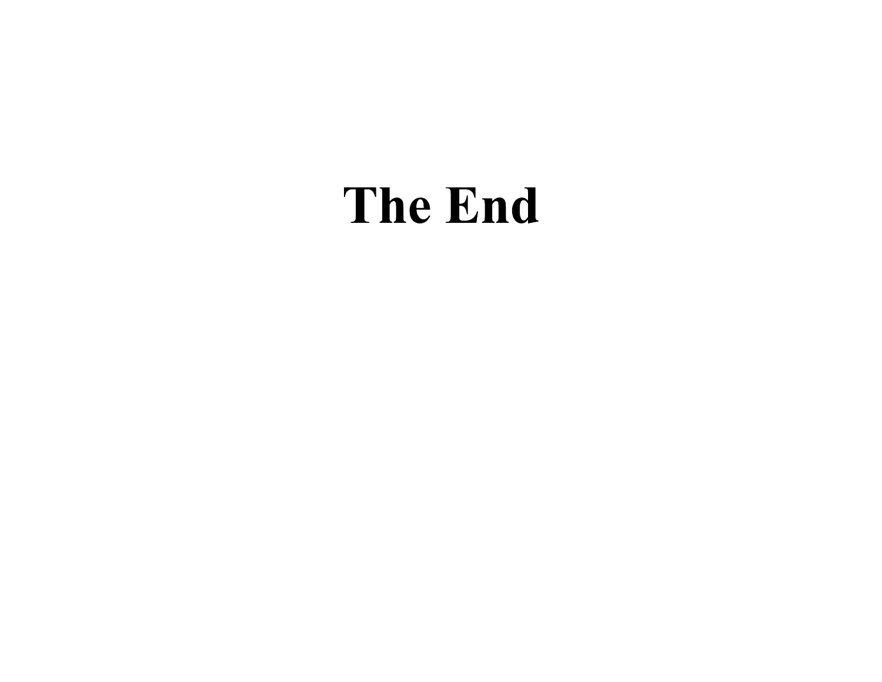# The End